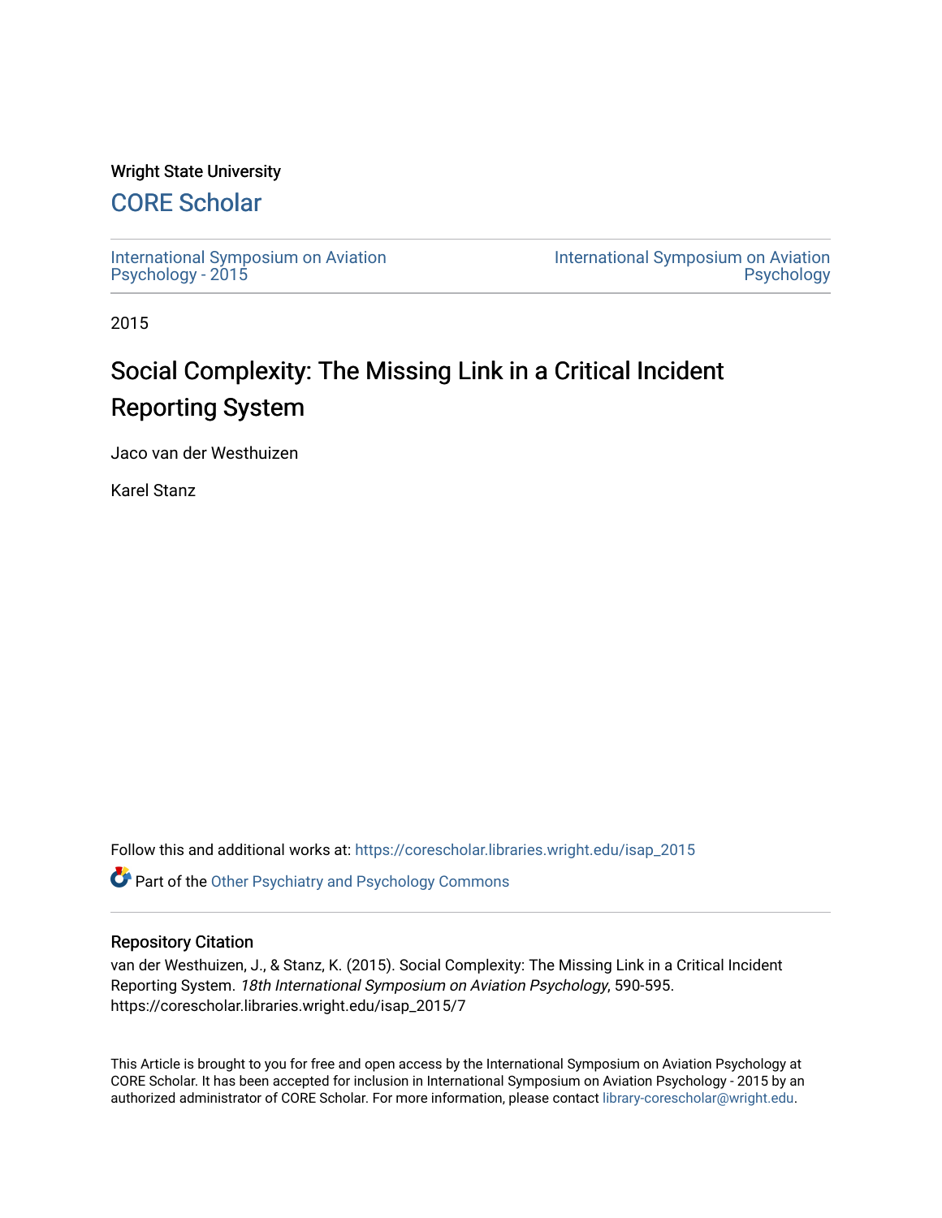Wright State University

## CORE Scholar

International Symposium on Aviation Psychology - 2015

International Symposium on Aviation Psychology

2015

# Social Complexity: The Missing Link in a Critical Incident Reporting System

Jaco van der Westhuizen

Karel Stanz

Follow this and additional works at: https://corescholar.libraries.wright.edu/isap_2015

Part of the Other Psychiatry and Psychology Commons

### Repository Citation

van der Westhuizen, J., & Stanz, K. (2015). Social Complexity: The Missing Link in a Critical Incident Reporting System. *18th International Symposium on Aviation Psychology*, 590-595. https://corescholar.libraries.wright.edu/isap_2015/7

This Article is brought to you for free and open access by the International Symposium on Aviation Psychology at CORE Scholar. It has been accepted for inclusion in International Symposium on Aviation Psychology - 2015 by an authorized administrator of CORE Scholar. For more information, please contact library-corescholar@wright.edu.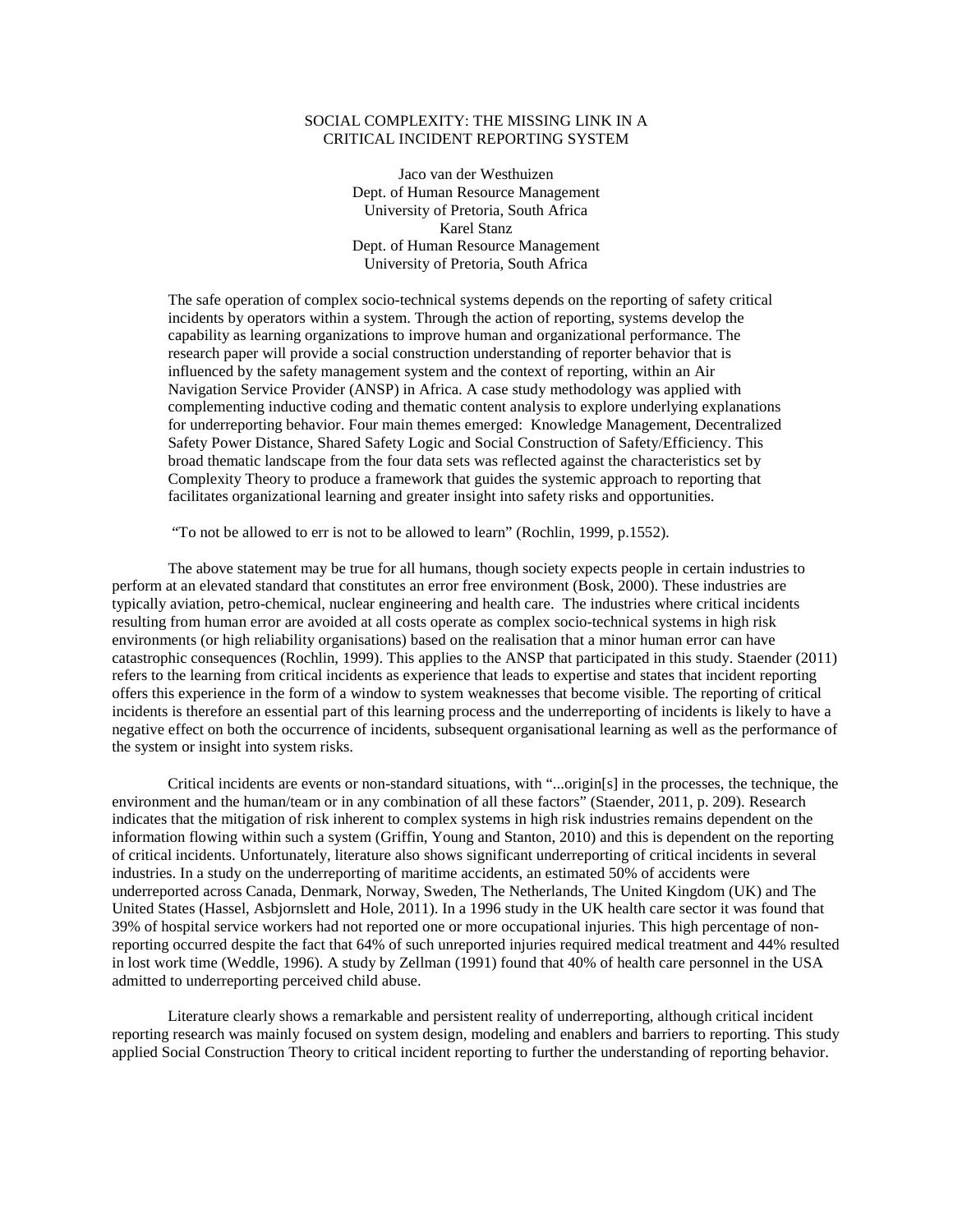# SOCIAL COMPLEXITY: THE MISSING LINK IN A CRITICAL INCIDENT REPORTING SYSTEM

Jaco van der Westhuizen
Dept. of Human Resource Management
University of Pretoria, South Africa
Karel Stanz
Dept. of Human Resource Management
University of Pretoria, South Africa

The safe operation of complex socio-technical systems depends on the reporting of safety critical incidents by operators within a system. Through the action of reporting, systems develop the capability as learning organizations to improve human and organizational performance. The research paper will provide a social construction understanding of reporter behavior that is influenced by the safety management system and the context of reporting, within an Air Navigation Service Provider (ANSP) in Africa. A case study methodology was applied with complementing inductive coding and thematic content analysis to explore underlying explanations for underreporting behavior. Four main themes emerged: Knowledge Management, Decentralized Safety Power Distance, Shared Safety Logic and Social Construction of Safety/Efficiency. This broad thematic landscape from the four data sets was reflected against the characteristics set by Complexity Theory to produce a framework that guides the systemic approach to reporting that facilitates organizational learning and greater insight into safety risks and opportunities.

"To not be allowed to err is not to be allowed to learn" (Rochlin, 1999, p.1552).

The above statement may be true for all humans, though society expects people in certain industries to perform at an elevated standard that constitutes an error free environment (Bosk, 2000). These industries are typically aviation, petro-chemical, nuclear engineering and health care. The industries where critical incidents resulting from human error are avoided at all costs operate as complex socio-technical systems in high risk environments (or high reliability organisations) based on the realisation that a minor human error can have catastrophic consequences (Rochlin, 1999). This applies to the ANSP that participated in this study. Staender (2011) refers to the learning from critical incidents as experience that leads to expertise and states that incident reporting offers this experience in the form of a window to system weaknesses that become visible. The reporting of critical incidents is therefore an essential part of this learning process and the underreporting of incidents is likely to have a negative effect on both the occurrence of incidents, subsequent organisational learning as well as the performance of the system or insight into system risks.

Critical incidents are events or non-standard situations, with "...origin[s] in the processes, the technique, the environment and the human/team or in any combination of all these factors" (Staender, 2011, p. 209). Research indicates that the mitigation of risk inherent to complex systems in high risk industries remains dependent on the information flowing within such a system (Griffin, Young and Stanton, 2010) and this is dependent on the reporting of critical incidents. Unfortunately, literature also shows significant underreporting of critical incidents in several industries. In a study on the underreporting of maritime accidents, an estimated 50% of accidents were underreported across Canada, Denmark, Norway, Sweden, The Netherlands, The United Kingdom (UK) and The United States (Hassel, Asbjornslett and Hole, 2011). In a 1996 study in the UK health care sector it was found that 39% of hospital service workers had not reported one or more occupational injuries. This high percentage of non-reporting occurred despite the fact that 64% of such unreported injuries required medical treatment and 44% resulted in lost work time (Weddle, 1996). A study by Zellman (1991) found that 40% of health care personnel in the USA admitted to underreporting perceived child abuse.

Literature clearly shows a remarkable and persistent reality of underreporting, although critical incident reporting research was mainly focused on system design, modeling and enablers and barriers to reporting. This study applied Social Construction Theory to critical incident reporting to further the understanding of reporting behavior.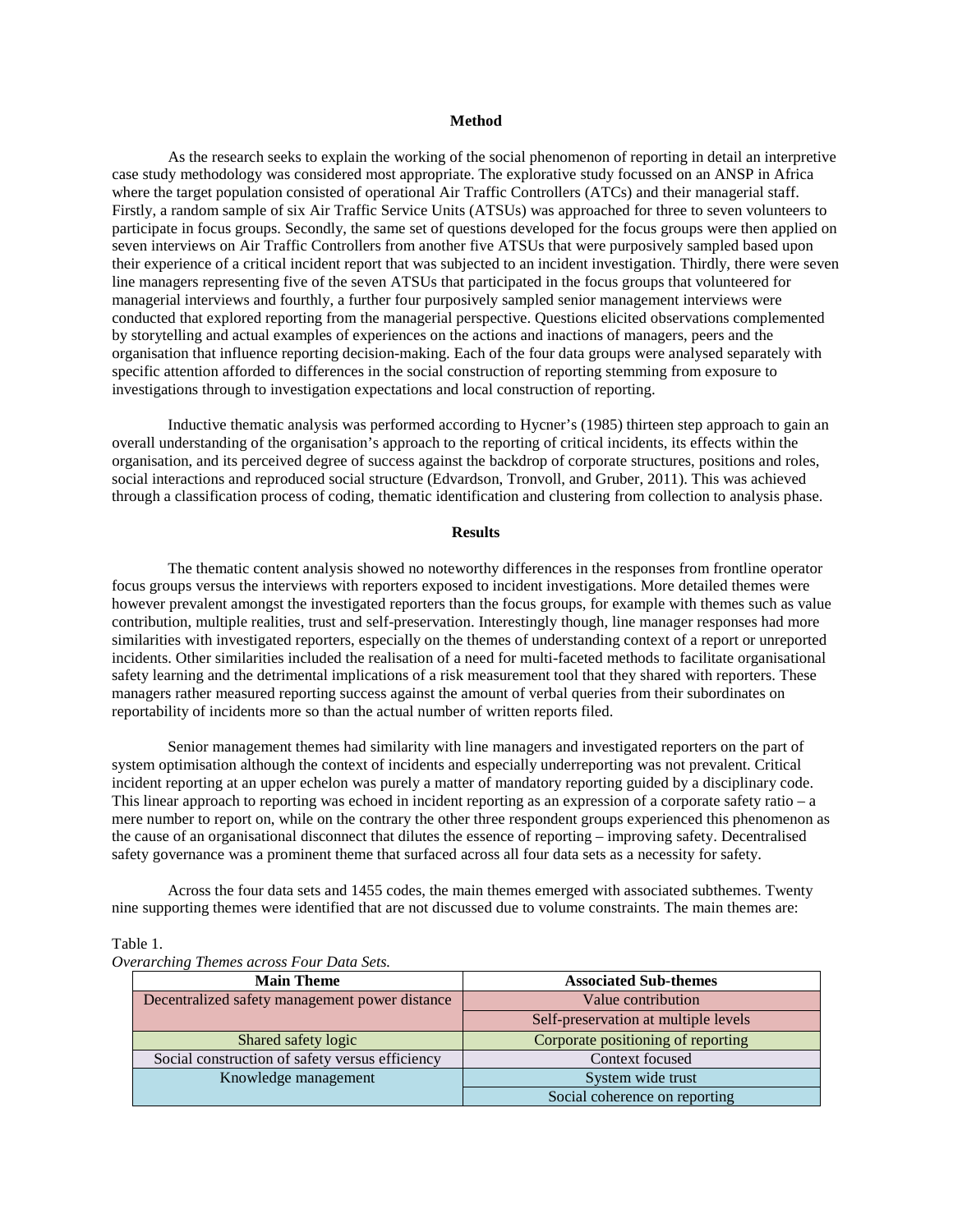## Method

As the research seeks to explain the working of the social phenomenon of reporting in detail an interpretive case study methodology was considered most appropriate. The explorative study focussed on an ANSP in Africa where the target population consisted of operational Air Traffic Controllers (ATCs) and their managerial staff. Firstly, a random sample of six Air Traffic Service Units (ATSUs) was approached for three to seven volunteers to participate in focus groups. Secondly, the same set of questions developed for the focus groups were then applied on seven interviews on Air Traffic Controllers from another five ATSUs that were purposively sampled based upon their experience of a critical incident report that was subjected to an incident investigation. Thirdly, there were seven line managers representing five of the seven ATSUs that participated in the focus groups that volunteered for managerial interviews and fourthly, a further four purposively sampled senior management interviews were conducted that explored reporting from the managerial perspective. Questions elicited observations complemented by storytelling and actual examples of experiences on the actions and inactions of managers, peers and the organisation that influence reporting decision-making. Each of the four data groups were analysed separately with specific attention afforded to differences in the social construction of reporting stemming from exposure to investigations through to investigation expectations and local construction of reporting.

Inductive thematic analysis was performed according to Hycner's (1985) thirteen step approach to gain an overall understanding of the organisation's approach to the reporting of critical incidents, its effects within the organisation, and its perceived degree of success against the backdrop of corporate structures, positions and roles, social interactions and reproduced social structure (Edvardson, Tronvoll, and Gruber, 2011). This was achieved through a classification process of coding, thematic identification and clustering from collection to analysis phase.

## Results

The thematic content analysis showed no noteworthy differences in the responses from frontline operator focus groups versus the interviews with reporters exposed to incident investigations. More detailed themes were however prevalent amongst the investigated reporters than the focus groups, for example with themes such as value contribution, multiple realities, trust and self-preservation. Interestingly though, line manager responses had more similarities with investigated reporters, especially on the themes of understanding context of a report or unreported incidents. Other similarities included the realisation of a need for multi-faceted methods to facilitate organisational safety learning and the detrimental implications of a risk measurement tool that they shared with reporters. These managers rather measured reporting success against the amount of verbal queries from their subordinates on reportability of incidents more so than the actual number of written reports filed.

Senior management themes had similarity with line managers and investigated reporters on the part of system optimisation although the context of incidents and especially underreporting was not prevalent. Critical incident reporting at an upper echelon was purely a matter of mandatory reporting guided by a disciplinary code. This linear approach to reporting was echoed in incident reporting as an expression of a corporate safety ratio – a mere number to report on, while on the contrary the other three respondent groups experienced this phenomenon as the cause of an organisational disconnect that dilutes the essence of reporting – improving safety. Decentralised safety governance was a prominent theme that surfaced across all four data sets as a necessity for safety.

Across the four data sets and 1455 codes, the main themes emerged with associated subthemes. Twenty nine supporting themes were identified that are not discussed due to volume constraints. The main themes are:

Table 1.
*Overarching Themes across Four Data Sets.*

| Main Theme | Associated Sub-themes |
|---|---|
| Decentralized safety management power distance | Value contribution |
| | Self-preservation at multiple levels |
| Shared safety logic | Corporate positioning of reporting |
| Social construction of safety versus efficiency | Context focused |
| Knowledge management | System wide trust |
| | Social coherence on reporting |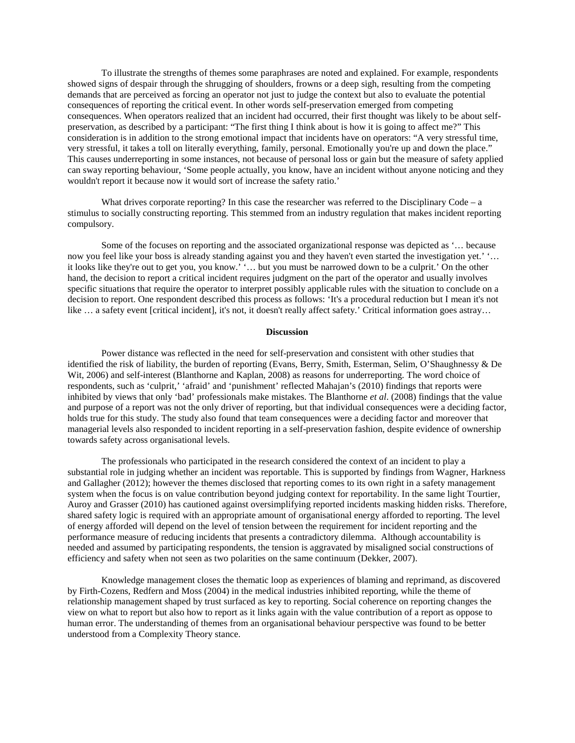To illustrate the strengths of themes some paraphrases are noted and explained. For example, respondents showed signs of despair through the shrugging of shoulders, frowns or a deep sigh, resulting from the competing demands that are perceived as forcing an operator not just to judge the context but also to evaluate the potential consequences of reporting the critical event. In other words self-preservation emerged from competing consequences. When operators realized that an incident had occurred, their first thought was likely to be about self-preservation, as described by a participant: "The first thing I think about is how it is going to affect me?" This consideration is in addition to the strong emotional impact that incidents have on operators: "A very stressful time, very stressful, it takes a toll on literally everything, family, personal. Emotionally you're up and down the place." This causes underreporting in some instances, not because of personal loss or gain but the measure of safety applied can sway reporting behaviour, 'Some people actually, you know, have an incident without anyone noticing and they wouldn't report it because now it would sort of increase the safety ratio.'

What drives corporate reporting? In this case the researcher was referred to the Disciplinary Code – a stimulus to socially constructing reporting. This stemmed from an industry regulation that makes incident reporting compulsory.

Some of the focuses on reporting and the associated organizational response was depicted as '… because now you feel like your boss is already standing against you and they haven't even started the investigation yet.' '… it looks like they're out to get you, you know.' '… but you must be narrowed down to be a culprit.' On the other hand, the decision to report a critical incident requires judgment on the part of the operator and usually involves specific situations that require the operator to interpret possibly applicable rules with the situation to conclude on a decision to report. One respondent described this process as follows: 'It's a procedural reduction but I mean it's not like … a safety event [critical incident], it's not, it doesn't really affect safety.' Critical information goes astray…

**Discussion**

Power distance was reflected in the need for self-preservation and consistent with other studies that identified the risk of liability, the burden of reporting (Evans, Berry, Smith, Esterman, Selim, O'Shaughnessy & De Wit, 2006) and self-interest (Blanthorne and Kaplan, 2008) as reasons for underreporting. The word choice of respondents, such as 'culprit,' 'afraid' and 'punishment' reflected Mahajan's (2010) findings that reports were inhibited by views that only 'bad' professionals make mistakes. The Blanthorne *et al*. (2008) findings that the value and purpose of a report was not the only driver of reporting, but that individual consequences were a deciding factor, holds true for this study. The study also found that team consequences were a deciding factor and moreover that managerial levels also responded to incident reporting in a self-preservation fashion, despite evidence of ownership towards safety across organisational levels.

The professionals who participated in the research considered the context of an incident to play a substantial role in judging whether an incident was reportable. This is supported by findings from Wagner, Harkness and Gallagher (2012); however the themes disclosed that reporting comes to its own right in a safety management system when the focus is on value contribution beyond judging context for reportability. In the same light Tourtier, Auroy and Grasser (2010) has cautioned against oversimplifying reported incidents masking hidden risks. Therefore, shared safety logic is required with an appropriate amount of organisational energy afforded to reporting. The level of energy afforded will depend on the level of tension between the requirement for incident reporting and the performance measure of reducing incidents that presents a contradictory dilemma. Although accountability is needed and assumed by participating respondents, the tension is aggravated by misaligned social constructions of efficiency and safety when not seen as two polarities on the same continuum (Dekker, 2007).

Knowledge management closes the thematic loop as experiences of blaming and reprimand, as discovered by Firth-Cozens, Redfern and Moss (2004) in the medical industries inhibited reporting, while the theme of relationship management shaped by trust surfaced as key to reporting. Social coherence on reporting changes the view on what to report but also how to report as it links again with the value contribution of a report as oppose to human error. The understanding of themes from an organisational behaviour perspective was found to be better understood from a Complexity Theory stance.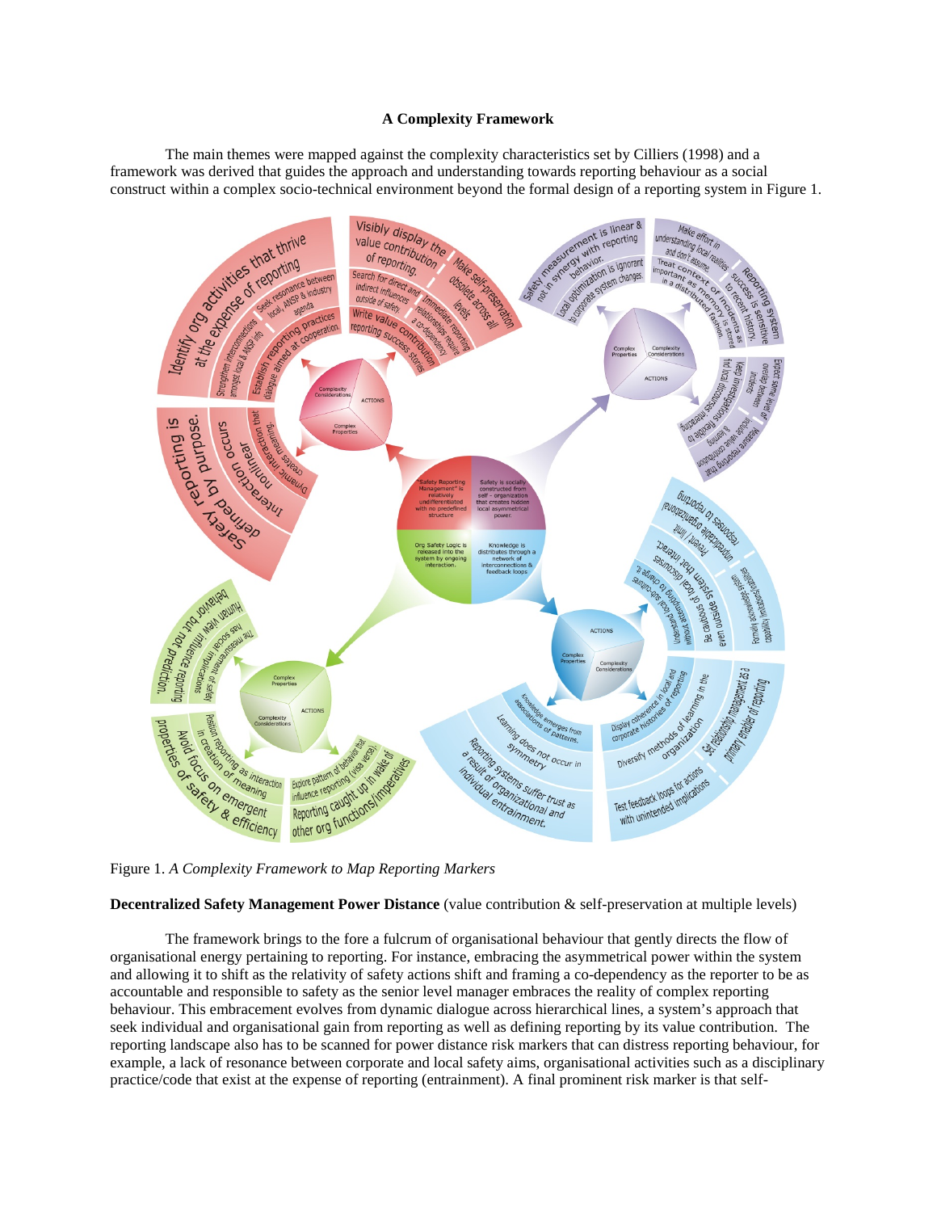**A Complexity Framework**

The main themes were mapped against the complexity characteristics set by Cilliers (1998) and a framework was derived that guides the approach and understanding towards reporting behaviour as a social construct within a complex socio-technical environment beyond the formal design of a reporting system in Figure 1.

Figure 1. *A Complexity Framework to Map Reporting Markers*

**Decentralized Safety Management Power Distance** (value contribution & self-preservation at multiple levels)

The framework brings to the fore a fulcrum of organisational behaviour that gently directs the flow of organisational energy pertaining to reporting. For instance, embracing the asymmetrical power within the system and allowing it to shift as the relativity of safety actions shift and framing a co-dependency as the reporter to be as accountable and responsible to safety as the senior level manager embraces the reality of complex reporting behaviour. This embracement evolves from dynamic dialogue across hierarchical lines, a system's approach that seek individual and organisational gain from reporting as well as defining reporting by its value contribution. The reporting landscape also has to be scanned for power distance risk markers that can distress reporting behaviour, for example, a lack of resonance between corporate and local safety aims, organisational activities such as a disciplinary practice/code that exist at the expense of reporting (entrainment). A final prominent risk marker is that self-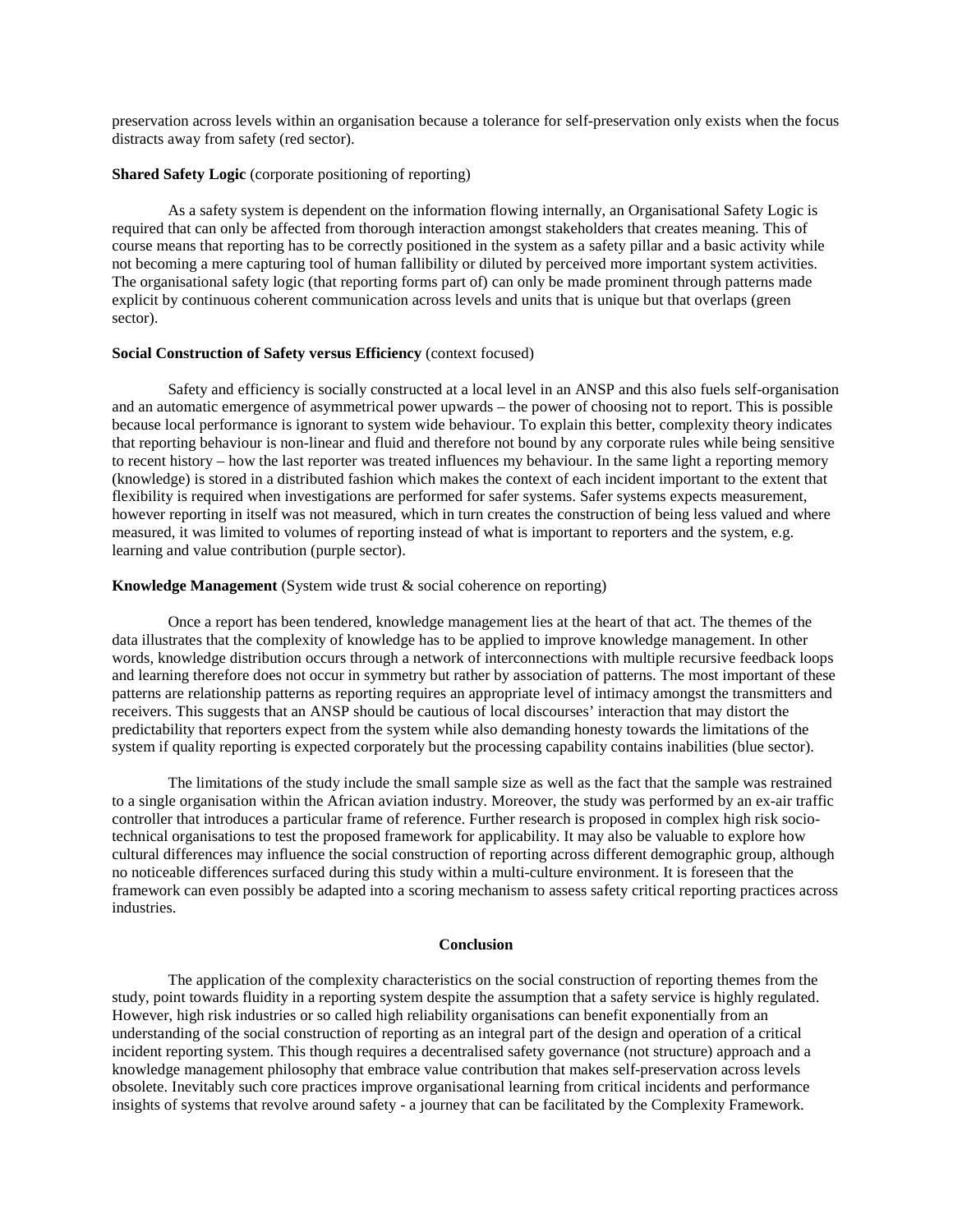preservation across levels within an organisation because a tolerance for self-preservation only exists when the focus distracts away from safety (red sector).

**Shared Safety Logic** (corporate positioning of reporting)

As a safety system is dependent on the information flowing internally, an Organisational Safety Logic is required that can only be affected from thorough interaction amongst stakeholders that creates meaning. This of course means that reporting has to be correctly positioned in the system as a safety pillar and a basic activity while not becoming a mere capturing tool of human fallibility or diluted by perceived more important system activities. The organisational safety logic (that reporting forms part of) can only be made prominent through patterns made explicit by continuous coherent communication across levels and units that is unique but that overlaps (green sector).

**Social Construction of Safety versus Efficiency** (context focused)

Safety and efficiency is socially constructed at a local level in an ANSP and this also fuels self-organisation and an automatic emergence of asymmetrical power upwards – the power of choosing not to report. This is possible because local performance is ignorant to system wide behaviour. To explain this better, complexity theory indicates that reporting behaviour is non-linear and fluid and therefore not bound by any corporate rules while being sensitive to recent history – how the last reporter was treated influences my behaviour. In the same light a reporting memory (knowledge) is stored in a distributed fashion which makes the context of each incident important to the extent that flexibility is required when investigations are performed for safer systems. Safer systems expects measurement, however reporting in itself was not measured, which in turn creates the construction of being less valued and where measured, it was limited to volumes of reporting instead of what is important to reporters and the system, e.g. learning and value contribution (purple sector).

**Knowledge Management** (System wide trust & social coherence on reporting)

Once a report has been tendered, knowledge management lies at the heart of that act. The themes of the data illustrates that the complexity of knowledge has to be applied to improve knowledge management. In other words, knowledge distribution occurs through a network of interconnections with multiple recursive feedback loops and learning therefore does not occur in symmetry but rather by association of patterns. The most important of these patterns are relationship patterns as reporting requires an appropriate level of intimacy amongst the transmitters and receivers. This suggests that an ANSP should be cautious of local discourses' interaction that may distort the predictability that reporters expect from the system while also demanding honesty towards the limitations of the system if quality reporting is expected corporately but the processing capability contains inabilities (blue sector).

The limitations of the study include the small sample size as well as the fact that the sample was restrained to a single organisation within the African aviation industry. Moreover, the study was performed by an ex-air traffic controller that introduces a particular frame of reference. Further research is proposed in complex high risk socio-technical organisations to test the proposed framework for applicability. It may also be valuable to explore how cultural differences may influence the social construction of reporting across different demographic group, although no noticeable differences surfaced during this study within a multi-culture environment. It is foreseen that the framework can even possibly be adapted into a scoring mechanism to assess safety critical reporting practices across industries.

## Conclusion

The application of the complexity characteristics on the social construction of reporting themes from the study, point towards fluidity in a reporting system despite the assumption that a safety service is highly regulated. However, high risk industries or so called high reliability organisations can benefit exponentially from an understanding of the social construction of reporting as an integral part of the design and operation of a critical incident reporting system. This though requires a decentralised safety governance (not structure) approach and a knowledge management philosophy that embrace value contribution that makes self-preservation across levels obsolete. Inevitably such core practices improve organisational learning from critical incidents and performance insights of systems that revolve around safety - a journey that can be facilitated by the Complexity Framework.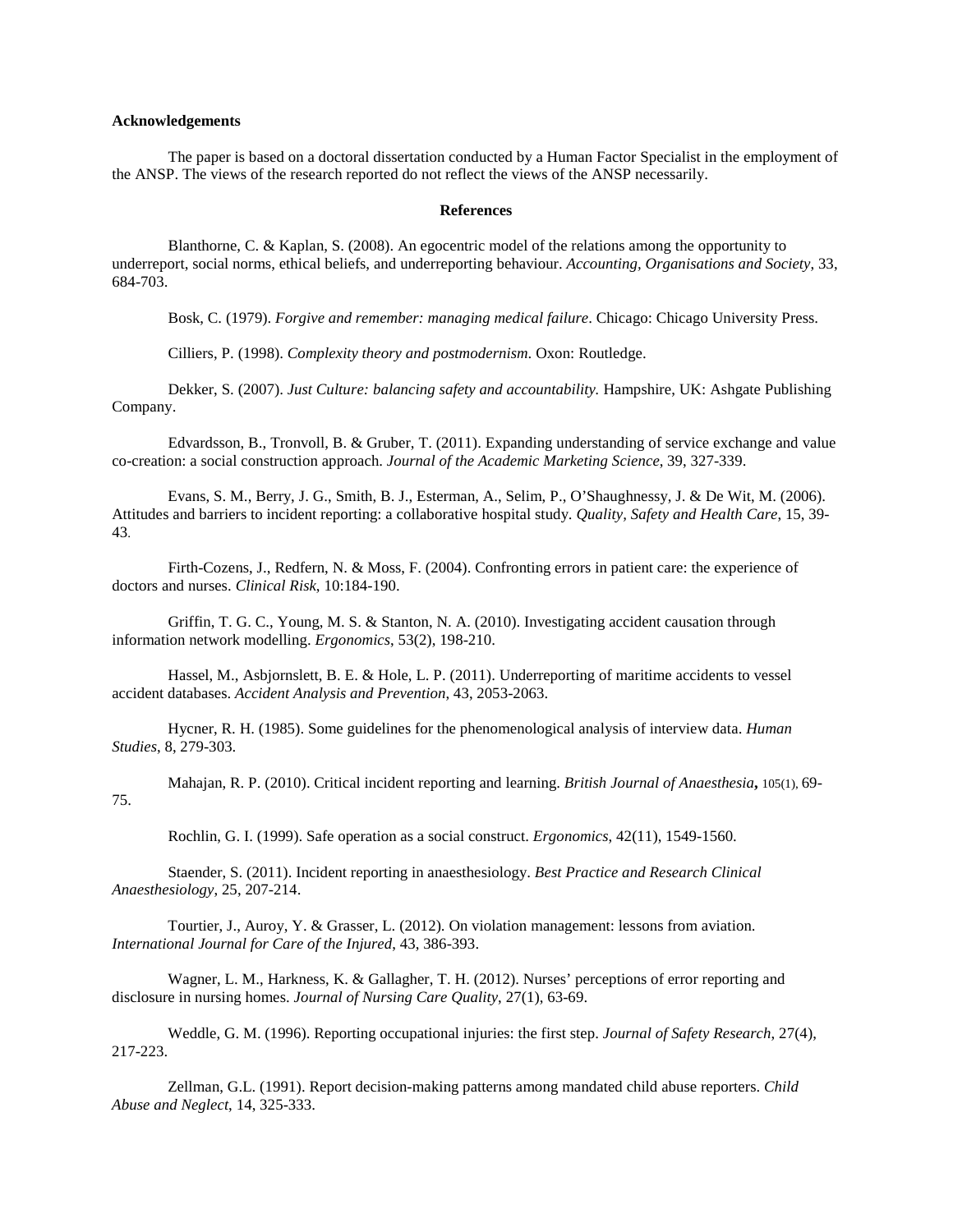**Acknowledgements**

The paper is based on a doctoral dissertation conducted by a Human Factor Specialist in the employment of the ANSP. The views of the research reported do not reflect the views of the ANSP necessarily.

## References

Blanthorne, C. & Kaplan, S. (2008). An egocentric model of the relations among the opportunity to underreport, social norms, ethical beliefs, and underreporting behaviour. *Accounting, Organisations and Society*, 33, 684-703.

Bosk, C. (1979). *Forgive and remember: managing medical failure*. Chicago: Chicago University Press.

Cilliers, P. (1998). *Complexity theory and postmodernism*. Oxon: Routledge.

Dekker, S. (2007). *Just Culture: balancing safety and accountability.* Hampshire, UK: Ashgate Publishing Company.

Edvardsson, B., Tronvoll, B. & Gruber, T. (2011). Expanding understanding of service exchange and value co-creation: a social construction approach. *Journal of the Academic Marketing Science*, 39, 327-339.

Evans, S. M., Berry, J. G., Smith, B. J., Esterman, A., Selim, P., O'Shaughnessy, J. & De Wit, M. (2006). Attitudes and barriers to incident reporting: a collaborative hospital study. *Quality, Safety and Health Care*, 15, 39-43.

Firth-Cozens, J., Redfern, N. & Moss, F. (2004). Confronting errors in patient care: the experience of doctors and nurses. *Clinical Risk*, 10:184-190.

Griffin, T. G. C., Young, M. S. & Stanton, N. A. (2010). Investigating accident causation through information network modelling. *Ergonomics*, 53(2), 198-210.

Hassel, M., Asbjornslett, B. E. & Hole, L. P. (2011). Underreporting of maritime accidents to vessel accident databases. *Accident Analysis and Prevention*, 43, 2053-2063.

Hycner, R. H. (1985). Some guidelines for the phenomenological analysis of interview data. *Human Studies*, 8, 279-303.

Mahajan, R. P. (2010). Critical incident reporting and learning. *British Journal of Anaesthesia***,** 105(1), 69-75.

Rochlin, G. I. (1999). Safe operation as a social construct. *Ergonomics*, 42(11), 1549-1560.

Staender, S. (2011). Incident reporting in anaesthesiology. *Best Practice and Research Clinical Anaesthesiology*, 25, 207-214.

Tourtier, J., Auroy, Y. & Grasser, L. (2012). On violation management: lessons from aviation. *International Journal for Care of the Injured*, 43, 386-393.

Wagner, L. M., Harkness, K. & Gallagher, T. H. (2012). Nurses' perceptions of error reporting and disclosure in nursing homes. *Journal of Nursing Care Quality*, 27(1), 63-69.

Weddle, G. M. (1996). Reporting occupational injuries: the first step. *Journal of Safety Research*, 27(4), 217-223.

Zellman, G.L. (1991). Report decision-making patterns among mandated child abuse reporters. *Child Abuse and Neglect*, 14, 325-333.